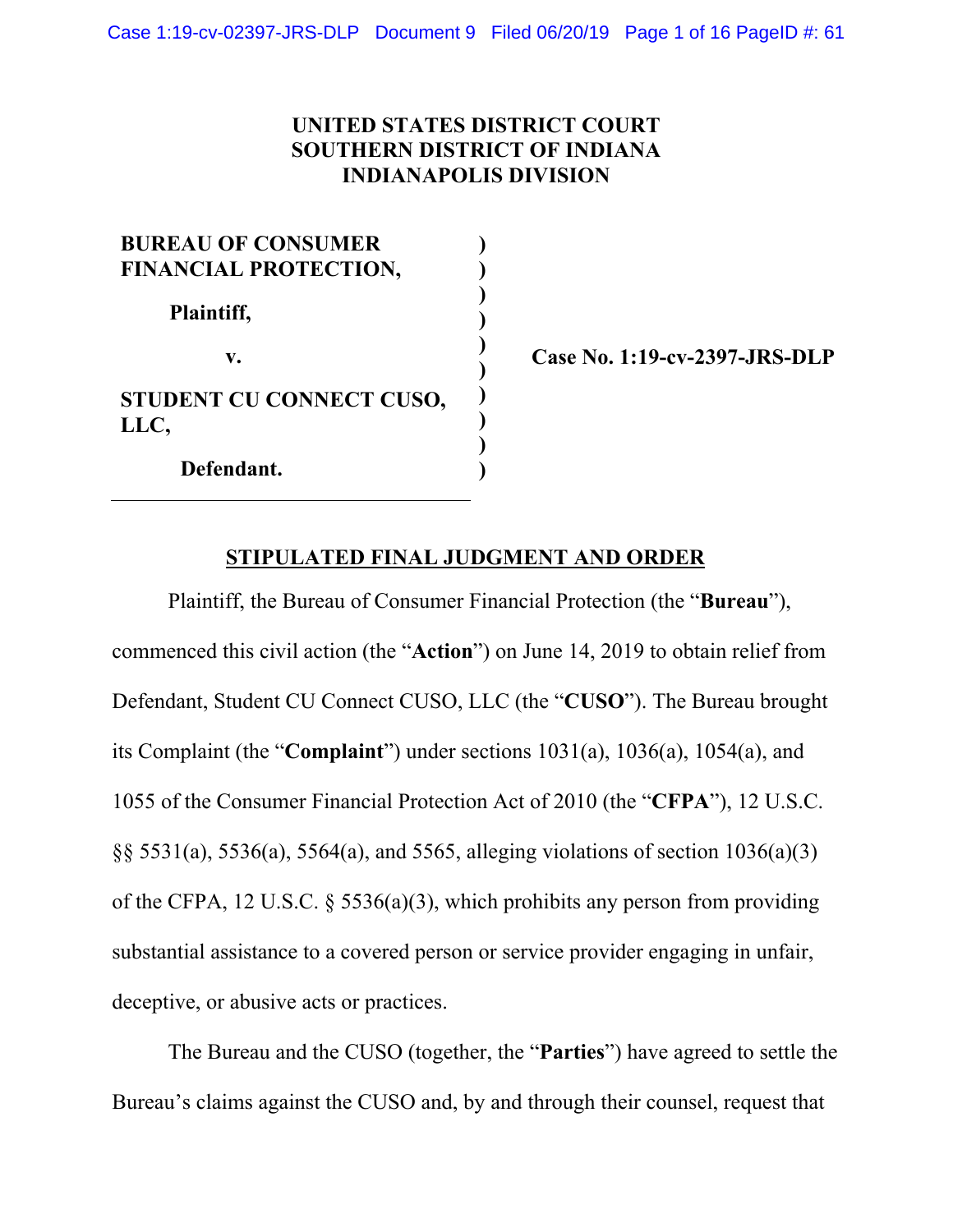**UNITED STATES DISTRICT COURT**
**SOUTHERN DISTRICT OF INDIANA**
**INDIANAPOLIS DIVISION**

| | |
|---|---|
| **BUREAU OF CONSUMER FINANCIAL PROTECTION,** <br><br> **Plaintiff,** <br><br> **v.** <br><br> **STUDENT CU CONNECT CUSO, LLC,** <br><br> **Defendant.** | **Case No. 1:19-cv-2397-JRS-DLP** |

## STIPULATED FINAL JUDGMENT AND ORDER

Plaintiff, the Bureau of Consumer Financial Protection (the "**Bureau**"), commenced this civil action (the "**Action**") on June 14, 2019 to obtain relief from Defendant, Student CU Connect CUSO, LLC (the "**CUSO**"). The Bureau brought its Complaint (the "**Complaint**") under sections 1031(a), 1036(a), 1054(a), and 1055 of the Consumer Financial Protection Act of 2010 (the "**CFPA**"), 12 U.S.C. §§ 5531(a), 5536(a), 5564(a), and 5565, alleging violations of section 1036(a)(3) of the CFPA, 12 U.S.C. § 5536(a)(3), which prohibits any person from providing substantial assistance to a covered person or service provider engaging in unfair, deceptive, or abusive acts or practices.

The Bureau and the CUSO (together, the "**Parties**") have agreed to settle the Bureau's claims against the CUSO and, by and through their counsel, request that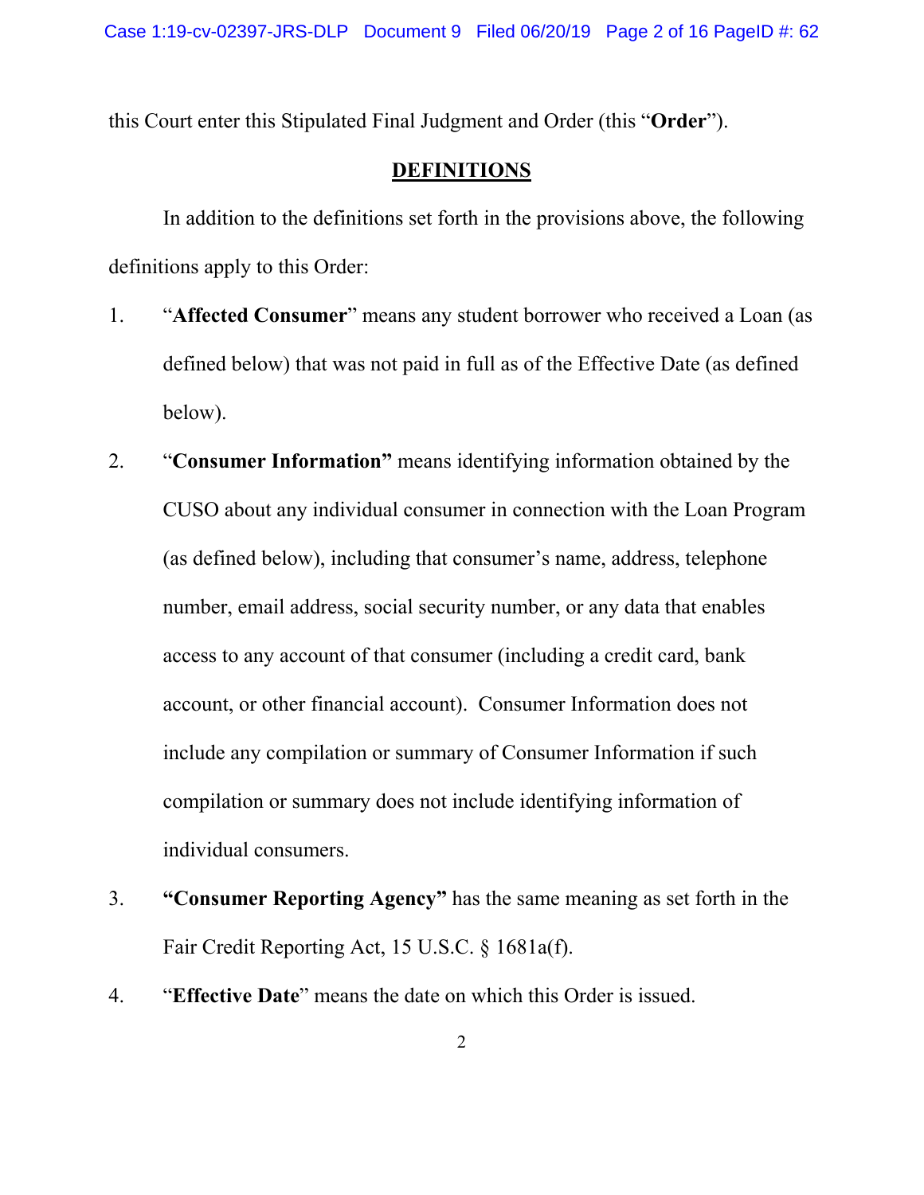this Court enter this Stipulated Final Judgment and Order (this "**Order**").

## DEFINITIONS

In addition to the definitions set forth in the provisions above, the following definitions apply to this Order:

1. "**Affected Consumer**" means any student borrower who received a Loan (as defined below) that was not paid in full as of the Effective Date (as defined below).

2. "**Consumer Information**" means identifying information obtained by the CUSO about any individual consumer in connection with the Loan Program (as defined below), including that consumer's name, address, telephone number, email address, social security number, or any data that enables access to any account of that consumer (including a credit card, bank account, or other financial account). Consumer Information does not include any compilation or summary of Consumer Information if such compilation or summary does not include identifying information of individual consumers.

3. **"Consumer Reporting Agency"** has the same meaning as set forth in the Fair Credit Reporting Act, 15 U.S.C. § 1681a(f).

4. "**Effective Date**" means the date on which this Order is issued.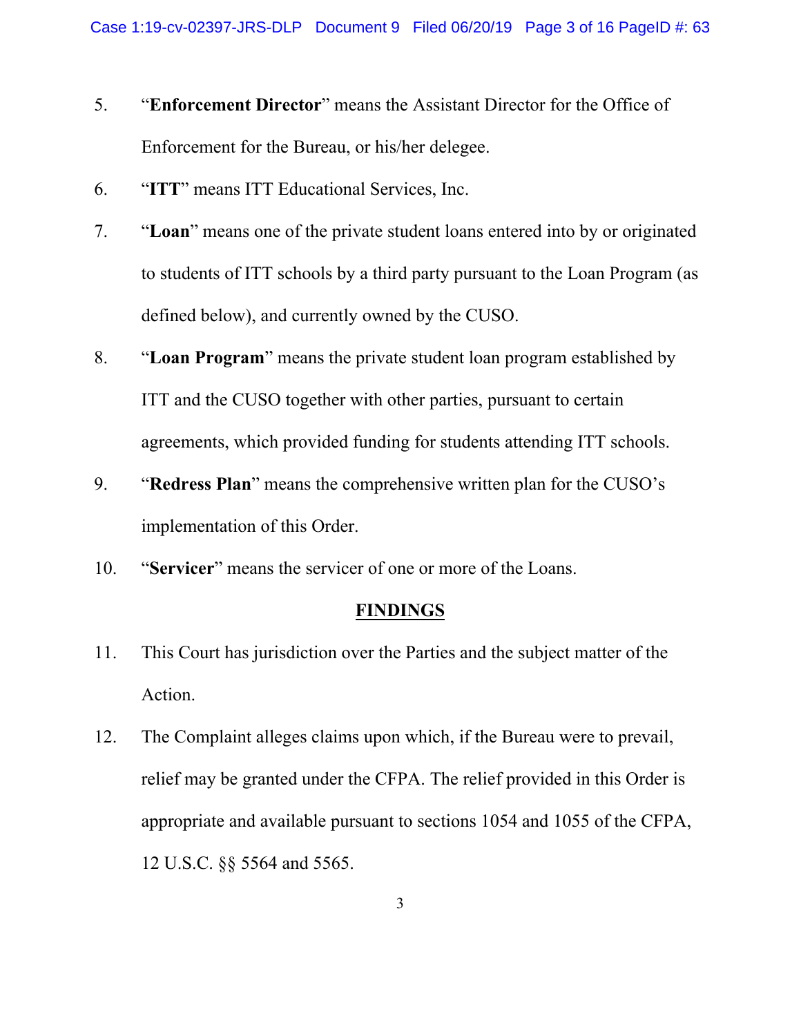5. "**Enforcement Director**" means the Assistant Director for the Office of Enforcement for the Bureau, or his/her delegee.

6. "**ITT**" means ITT Educational Services, Inc.

7. "**Loan**" means one of the private student loans entered into by or originated to students of ITT schools by a third party pursuant to the Loan Program (as defined below), and currently owned by the CUSO.

8. "**Loan Program**" means the private student loan program established by ITT and the CUSO together with other parties, pursuant to certain agreements, which provided funding for students attending ITT schools.

9. "**Redress Plan**" means the comprehensive written plan for the CUSO's implementation of this Order.

10. "**Servicer**" means the servicer of one or more of the Loans.

## FINDINGS

11. This Court has jurisdiction over the Parties and the subject matter of the Action.

12. The Complaint alleges claims upon which, if the Bureau were to prevail, relief may be granted under the CFPA. The relief provided in this Order is appropriate and available pursuant to sections 1054 and 1055 of the CFPA, 12 U.S.C. §§ 5564 and 5565.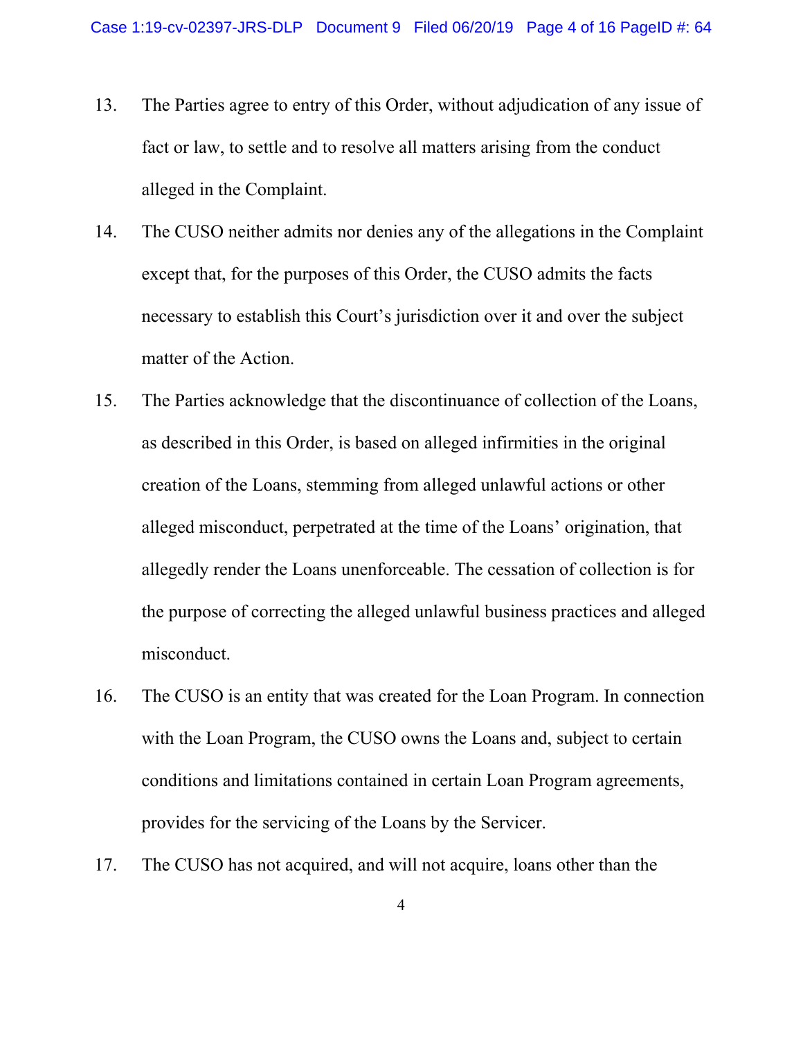13. The Parties agree to entry of this Order, without adjudication of any issue of fact or law, to settle and to resolve all matters arising from the conduct alleged in the Complaint.

14. The CUSO neither admits nor denies any of the allegations in the Complaint except that, for the purposes of this Order, the CUSO admits the facts necessary to establish this Court's jurisdiction over it and over the subject matter of the Action.

15. The Parties acknowledge that the discontinuance of collection of the Loans, as described in this Order, is based on alleged infirmities in the original creation of the Loans, stemming from alleged unlawful actions or other alleged misconduct, perpetrated at the time of the Loans' origination, that allegedly render the Loans unenforceable. The cessation of collection is for the purpose of correcting the alleged unlawful business practices and alleged misconduct.

16. The CUSO is an entity that was created for the Loan Program. In connection with the Loan Program, the CUSO owns the Loans and, subject to certain conditions and limitations contained in certain Loan Program agreements, provides for the servicing of the Loans by the Servicer.

17. The CUSO has not acquired, and will not acquire, loans other than the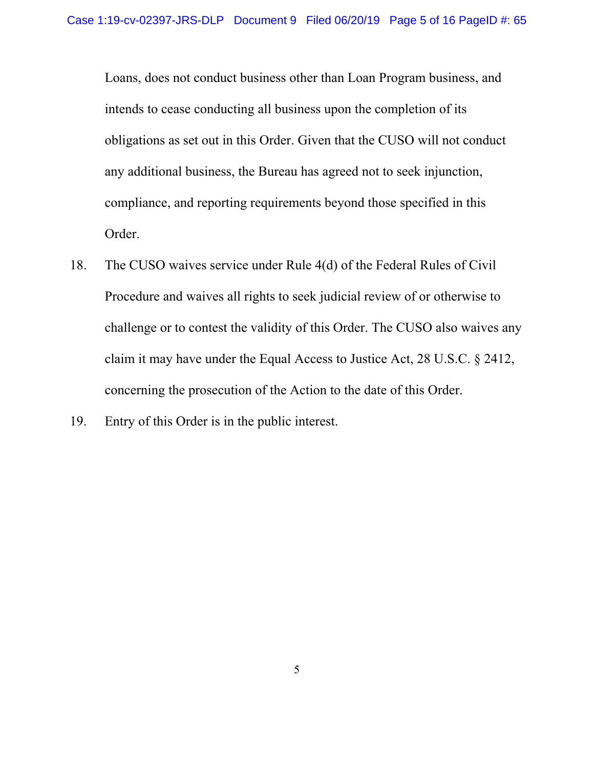Loans, does not conduct business other than Loan Program business, and intends to cease conducting all business upon the completion of its obligations as set out in this Order. Given that the CUSO will not conduct any additional business, the Bureau has agreed not to seek injunction, compliance, and reporting requirements beyond those specified in this Order.

18. The CUSO waives service under Rule 4(d) of the Federal Rules of Civil Procedure and waives all rights to seek judicial review of or otherwise to challenge or to contest the validity of this Order. The CUSO also waives any claim it may have under the Equal Access to Justice Act, 28 U.S.C. § 2412, concerning the prosecution of the Action to the date of this Order.

19. Entry of this Order is in the public interest.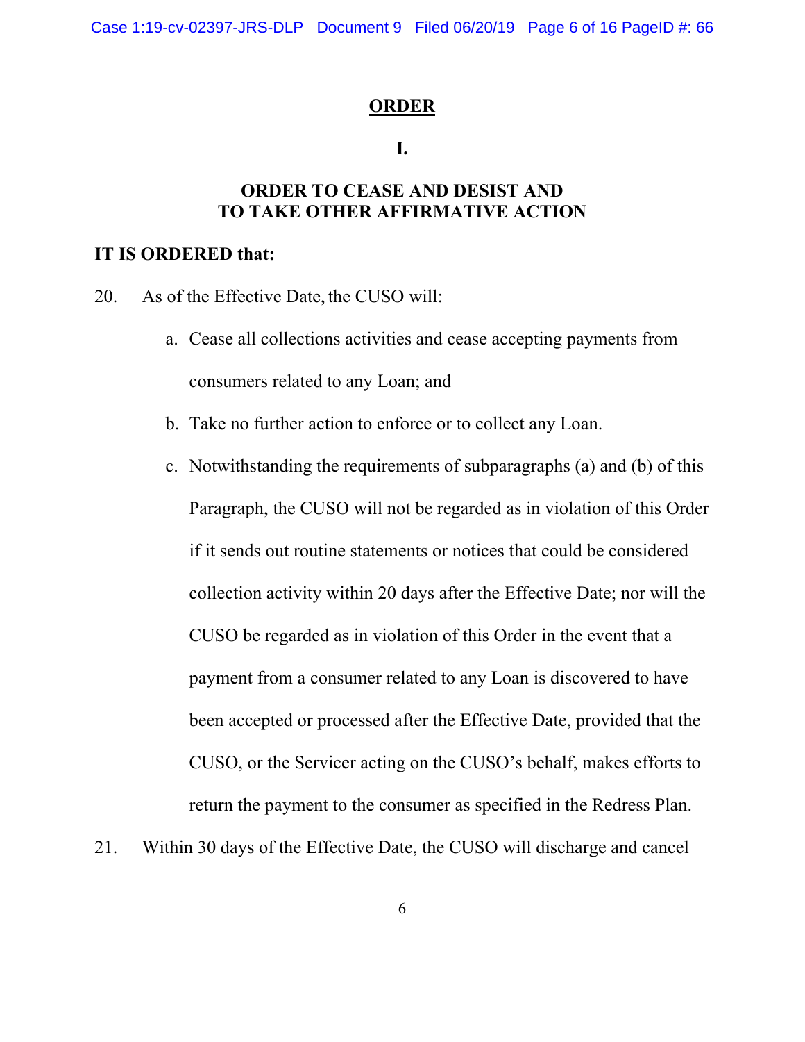# ORDER

## I.

## ORDER TO CEASE AND DESIST AND TO TAKE OTHER AFFIRMATIVE ACTION

**IT IS ORDERED that:**

20. As of the Effective Date, the CUSO will:

   a. Cease all collections activities and cease accepting payments from consumers related to any Loan; and

   b. Take no further action to enforce or to collect any Loan.

   c. Notwithstanding the requirements of subparagraphs (a) and (b) of this Paragraph, the CUSO will not be regarded as in violation of this Order if it sends out routine statements or notices that could be considered collection activity within 20 days after the Effective Date; nor will the CUSO be regarded as in violation of this Order in the event that a payment from a consumer related to any Loan is discovered to have been accepted or processed after the Effective Date, provided that the CUSO, or the Servicer acting on the CUSO's behalf, makes efforts to return the payment to the consumer as specified in the Redress Plan.

21. Within 30 days of the Effective Date, the CUSO will discharge and cancel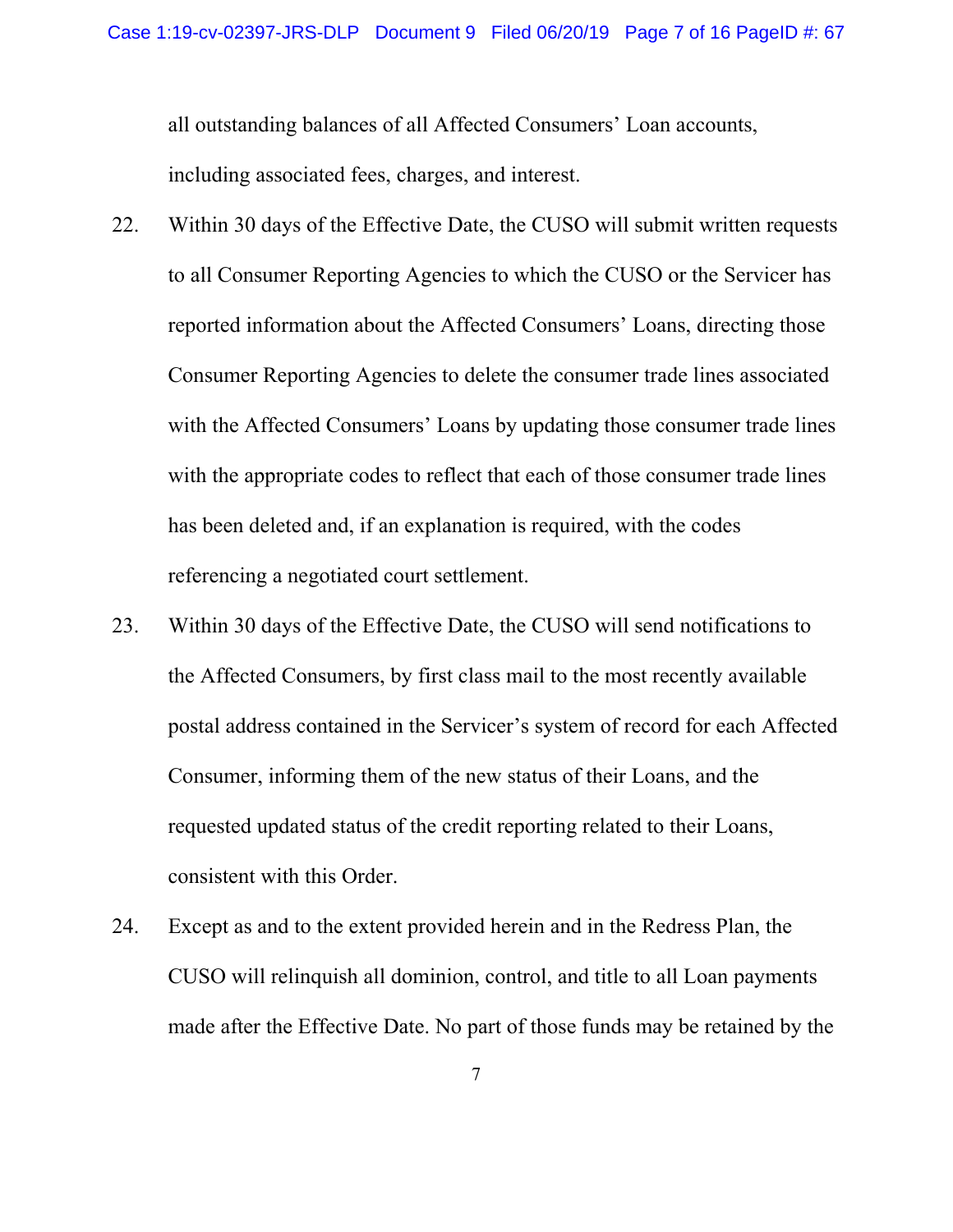all outstanding balances of all Affected Consumers' Loan accounts, including associated fees, charges, and interest.

22. Within 30 days of the Effective Date, the CUSO will submit written requests to all Consumer Reporting Agencies to which the CUSO or the Servicer has reported information about the Affected Consumers' Loans, directing those Consumer Reporting Agencies to delete the consumer trade lines associated with the Affected Consumers' Loans by updating those consumer trade lines with the appropriate codes to reflect that each of those consumer trade lines has been deleted and, if an explanation is required, with the codes referencing a negotiated court settlement.

23. Within 30 days of the Effective Date, the CUSO will send notifications to the Affected Consumers, by first class mail to the most recently available postal address contained in the Servicer's system of record for each Affected Consumer, informing them of the new status of their Loans, and the requested updated status of the credit reporting related to their Loans, consistent with this Order.

24. Except as and to the extent provided herein and in the Redress Plan, the CUSO will relinquish all dominion, control, and title to all Loan payments made after the Effective Date. No part of those funds may be retained by the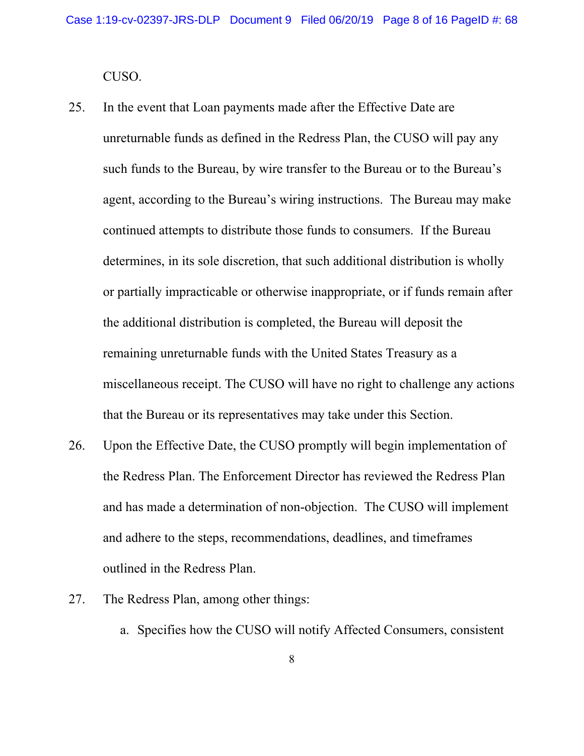CUSO.

25. In the event that Loan payments made after the Effective Date are unreturnable funds as defined in the Redress Plan, the CUSO will pay any such funds to the Bureau, by wire transfer to the Bureau or to the Bureau's agent, according to the Bureau's wiring instructions. The Bureau may make continued attempts to distribute those funds to consumers. If the Bureau determines, in its sole discretion, that such additional distribution is wholly or partially impracticable or otherwise inappropriate, or if funds remain after the additional distribution is completed, the Bureau will deposit the remaining unreturnable funds with the United States Treasury as a miscellaneous receipt. The CUSO will have no right to challenge any actions that the Bureau or its representatives may take under this Section.

26. Upon the Effective Date, the CUSO promptly will begin implementation of the Redress Plan. The Enforcement Director has reviewed the Redress Plan and has made a determination of non-objection. The CUSO will implement and adhere to the steps, recommendations, deadlines, and timeframes outlined in the Redress Plan.

27. The Redress Plan, among other things:

    a. Specifies how the CUSO will notify Affected Consumers, consistent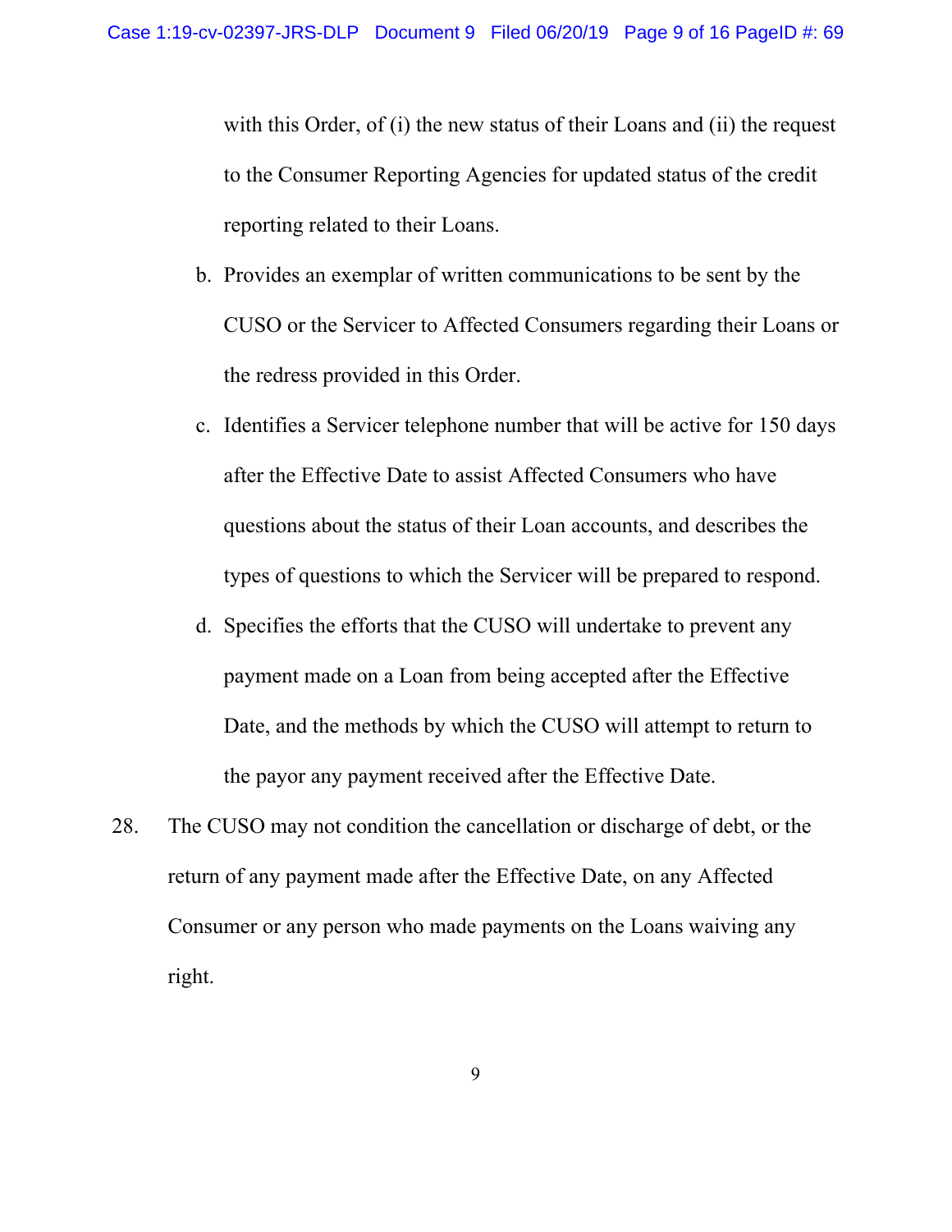with this Order, of (i) the new status of their Loans and (ii) the request to the Consumer Reporting Agencies for updated status of the credit reporting related to their Loans.

b. Provides an exemplar of written communications to be sent by the CUSO or the Servicer to Affected Consumers regarding their Loans or the redress provided in this Order.

c. Identifies a Servicer telephone number that will be active for 150 days after the Effective Date to assist Affected Consumers who have questions about the status of their Loan accounts, and describes the types of questions to which the Servicer will be prepared to respond.

d. Specifies the efforts that the CUSO will undertake to prevent any payment made on a Loan from being accepted after the Effective Date, and the methods by which the CUSO will attempt to return to the payor any payment received after the Effective Date.

28. The CUSO may not condition the cancellation or discharge of debt, or the return of any payment made after the Effective Date, on any Affected Consumer or any person who made payments on the Loans waiving any right.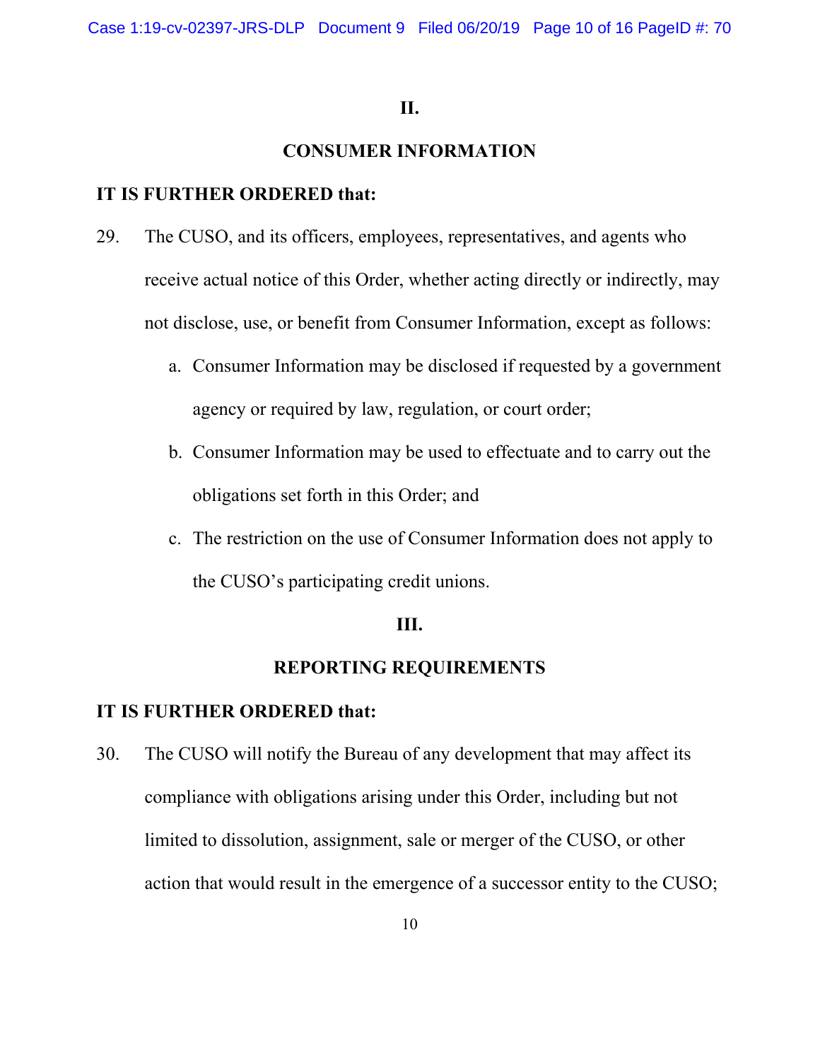## II.

## CONSUMER INFORMATION

**IT IS FURTHER ORDERED that:**

29. The CUSO, and its officers, employees, representatives, and agents who receive actual notice of this Order, whether acting directly or indirectly, may not disclose, use, or benefit from Consumer Information, except as follows:

    a. Consumer Information may be disclosed if requested by a government agency or required by law, regulation, or court order;

    b. Consumer Information may be used to effectuate and to carry out the obligations set forth in this Order; and

    c. The restriction on the use of Consumer Information does not apply to the CUSO's participating credit unions.

## III.

## REPORTING REQUIREMENTS

**IT IS FURTHER ORDERED that:**

30. The CUSO will notify the Bureau of any development that may affect its compliance with obligations arising under this Order, including but not limited to dissolution, assignment, sale or merger of the CUSO, or other action that would result in the emergence of a successor entity to the CUSO;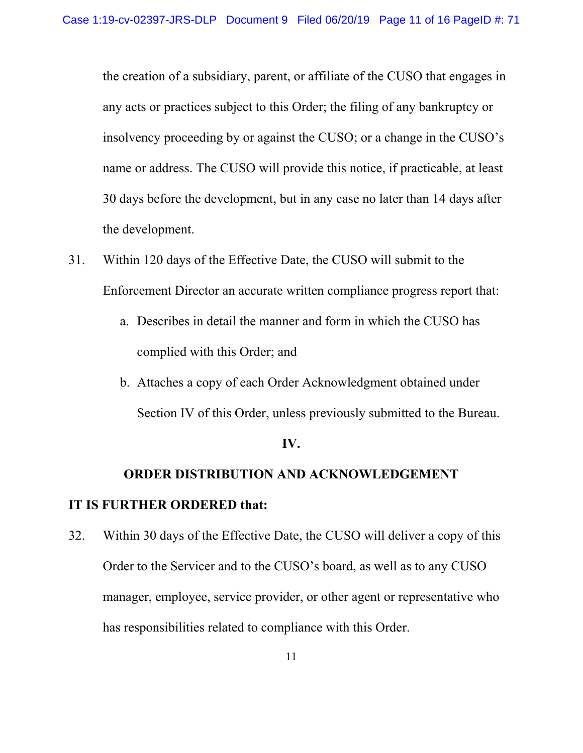the creation of a subsidiary, parent, or affiliate of the CUSO that engages in any acts or practices subject to this Order; the filing of any bankruptcy or insolvency proceeding by or against the CUSO; or a change in the CUSO's name or address. The CUSO will provide this notice, if practicable, at least 30 days before the development, but in any case no later than 14 days after the development.

31. Within 120 days of the Effective Date, the CUSO will submit to the Enforcement Director an accurate written compliance progress report that:

    a. Describes in detail the manner and form in which the CUSO has complied with this Order; and

    b. Attaches a copy of each Order Acknowledgment obtained under Section IV of this Order, unless previously submitted to the Bureau.

**IV.**

**ORDER DISTRIBUTION AND ACKNOWLEDGEMENT**

**IT IS FURTHER ORDERED that:**

32. Within 30 days of the Effective Date, the CUSO will deliver a copy of this Order to the Servicer and to the CUSO's board, as well as to any CUSO manager, employee, service provider, or other agent or representative who has responsibilities related to compliance with this Order.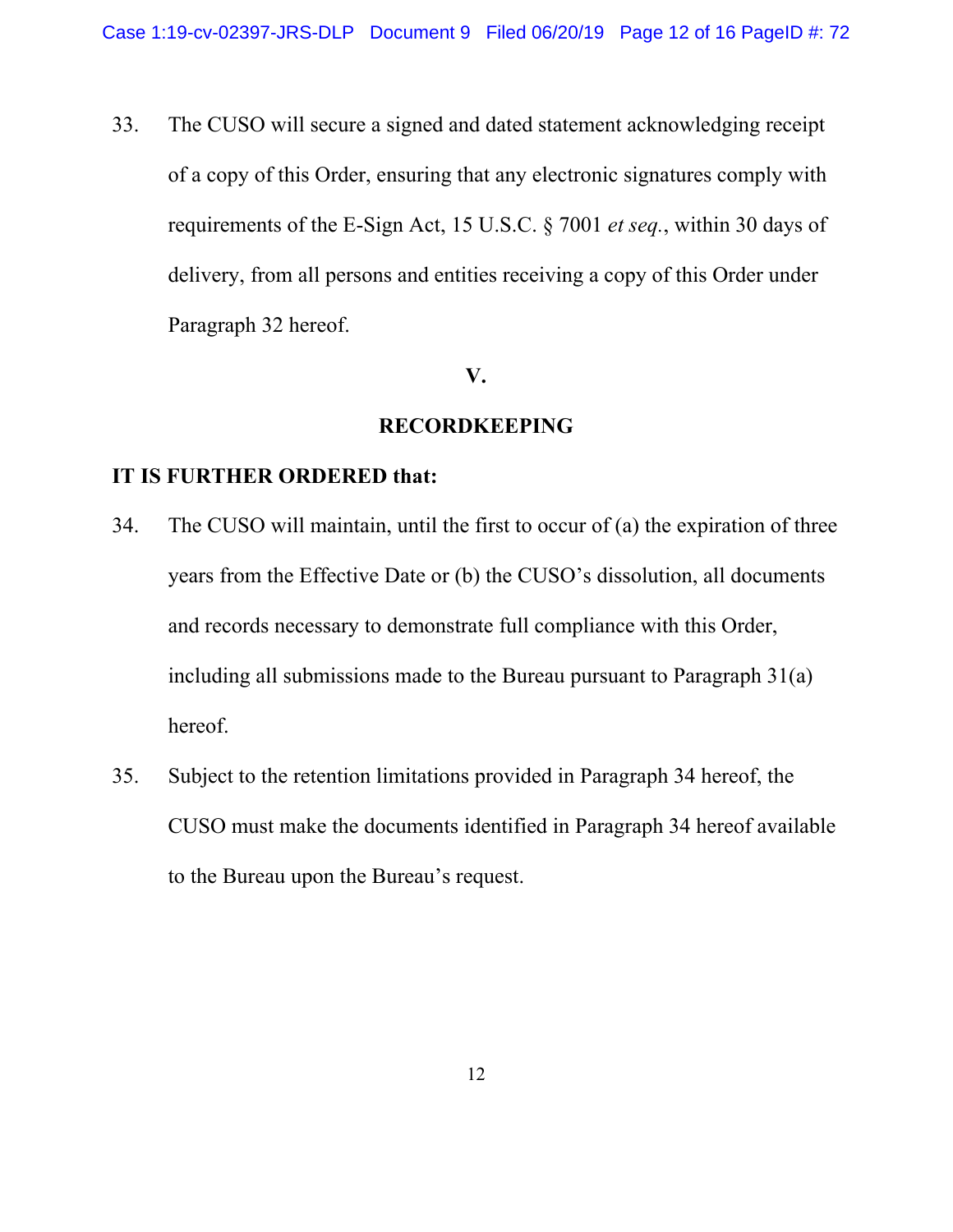33. The CUSO will secure a signed and dated statement acknowledging receipt of a copy of this Order, ensuring that any electronic signatures comply with requirements of the E-Sign Act, 15 U.S.C. § 7001 *et seq.*, within 30 days of delivery, from all persons and entities receiving a copy of this Order under Paragraph 32 hereof.

## V.

## RECORDKEEPING

**IT IS FURTHER ORDERED that:**

34. The CUSO will maintain, until the first to occur of (a) the expiration of three years from the Effective Date or (b) the CUSO's dissolution, all documents and records necessary to demonstrate full compliance with this Order, including all submissions made to the Bureau pursuant to Paragraph 31(a) hereof.

35. Subject to the retention limitations provided in Paragraph 34 hereof, the CUSO must make the documents identified in Paragraph 34 hereof available to the Bureau upon the Bureau's request.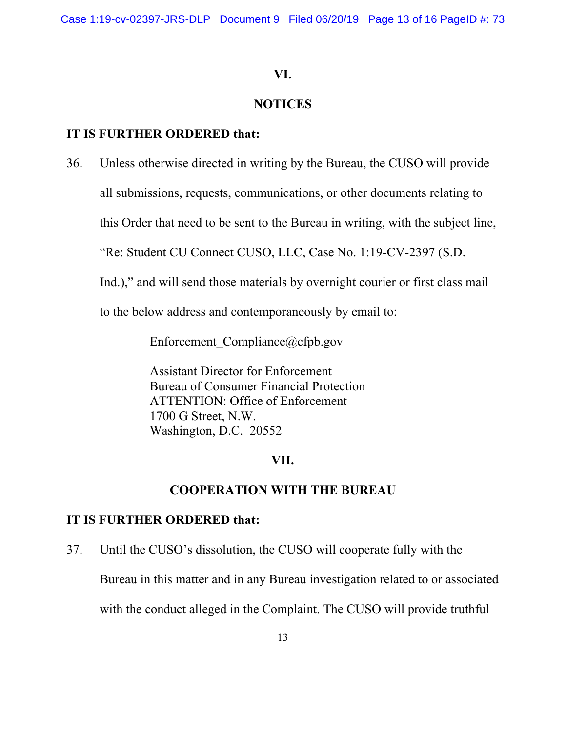## VI.

## NOTICES

**IT IS FURTHER ORDERED that:**

36. Unless otherwise directed in writing by the Bureau, the CUSO will provide all submissions, requests, communications, or other documents relating to this Order that need to be sent to the Bureau in writing, with the subject line, "Re: Student CU Connect CUSO, LLC, Case No. 1:19-CV-2397 (S.D. Ind.)," and will send those materials by overnight courier or first class mail to the below address and contemporaneously by email to:

    Enforcement_Compliance@cfpb.gov

    Assistant Director for Enforcement
    Bureau of Consumer Financial Protection
    ATTENTION: Office of Enforcement
    1700 G Street, N.W.
    Washington, D.C. 20552

## VII.

## COOPERATION WITH THE BUREAU

**IT IS FURTHER ORDERED that:**

37. Until the CUSO's dissolution, the CUSO will cooperate fully with the Bureau in this matter and in any Bureau investigation related to or associated with the conduct alleged in the Complaint. The CUSO will provide truthful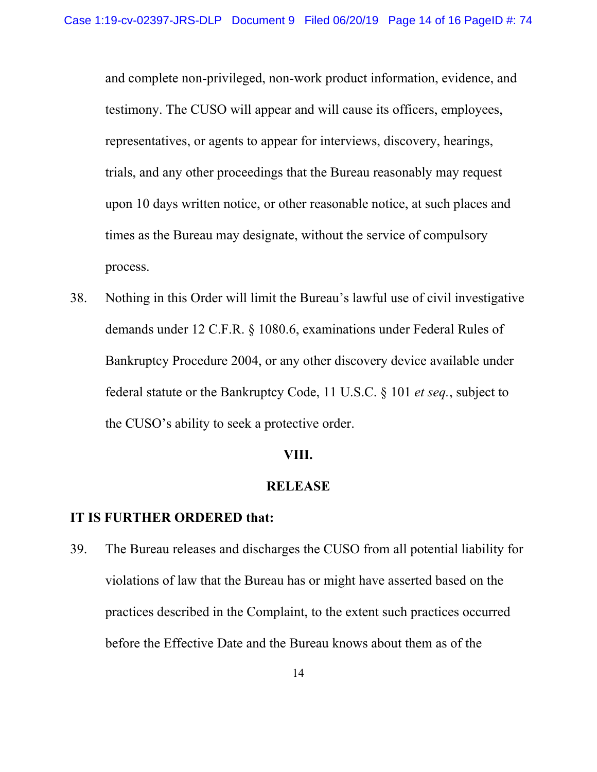and complete non-privileged, non-work product information, evidence, and testimony. The CUSO will appear and will cause its officers, employees, representatives, or agents to appear for interviews, discovery, hearings, trials, and any other proceedings that the Bureau reasonably may request upon 10 days written notice, or other reasonable notice, at such places and times as the Bureau may designate, without the service of compulsory process.

38. Nothing in this Order will limit the Bureau's lawful use of civil investigative demands under 12 C.F.R. § 1080.6, examinations under Federal Rules of Bankruptcy Procedure 2004, or any other discovery device available under federal statute or the Bankruptcy Code, 11 U.S.C. § 101 *et seq.*, subject to the CUSO's ability to seek a protective order.

## VIII.

## RELEASE

**IT IS FURTHER ORDERED that:**

39. The Bureau releases and discharges the CUSO from all potential liability for violations of law that the Bureau has or might have asserted based on the practices described in the Complaint, to the extent such practices occurred before the Effective Date and the Bureau knows about them as of the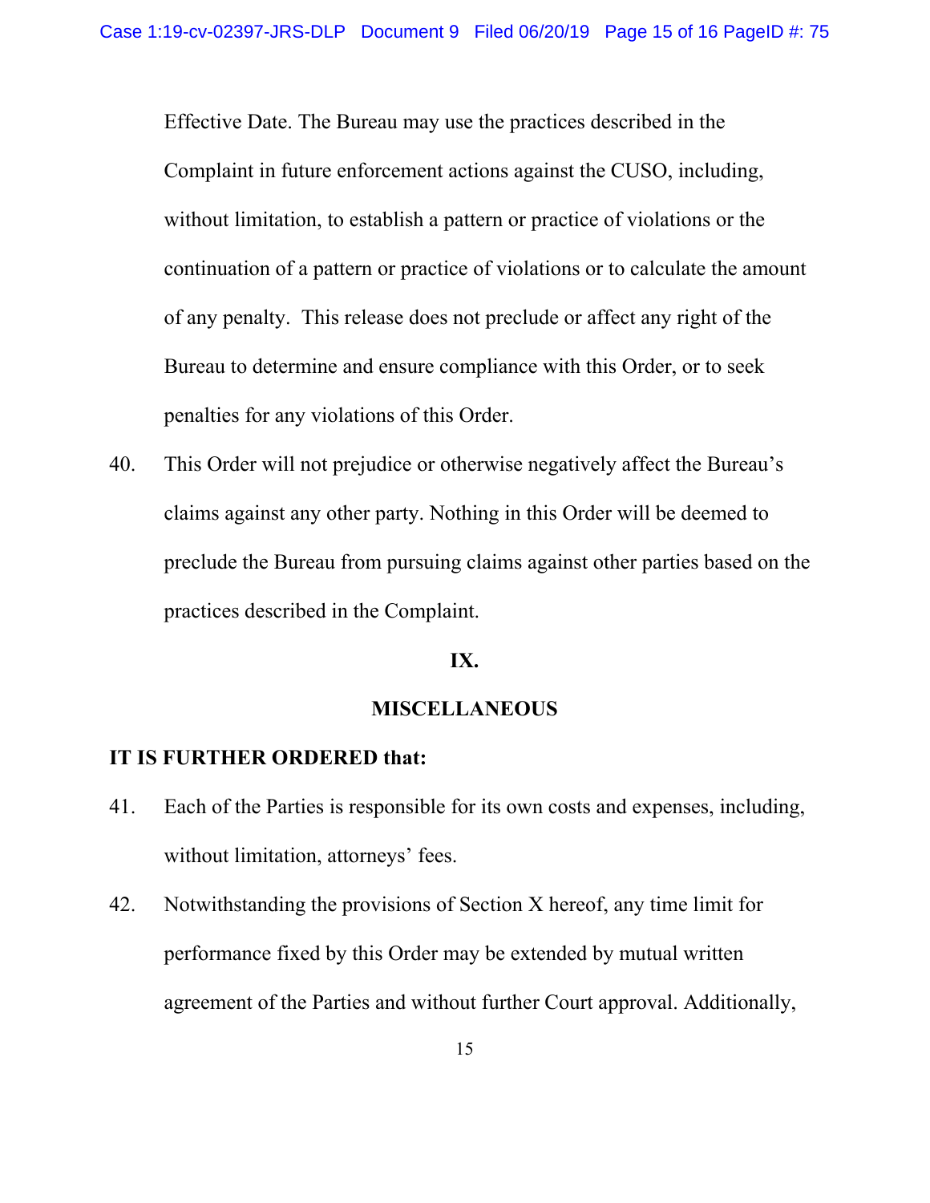Effective Date. The Bureau may use the practices described in the Complaint in future enforcement actions against the CUSO, including, without limitation, to establish a pattern or practice of violations or the continuation of a pattern or practice of violations or to calculate the amount of any penalty. This release does not preclude or affect any right of the Bureau to determine and ensure compliance with this Order, or to seek penalties for any violations of this Order.

40. This Order will not prejudice or otherwise negatively affect the Bureau's claims against any other party. Nothing in this Order will be deemed to preclude the Bureau from pursuing claims against other parties based on the practices described in the Complaint.

## IX.

## MISCELLANEOUS

**IT IS FURTHER ORDERED that:**

41. Each of the Parties is responsible for its own costs and expenses, including, without limitation, attorneys' fees.

42. Notwithstanding the provisions of Section X hereof, any time limit for performance fixed by this Order may be extended by mutual written agreement of the Parties and without further Court approval. Additionally,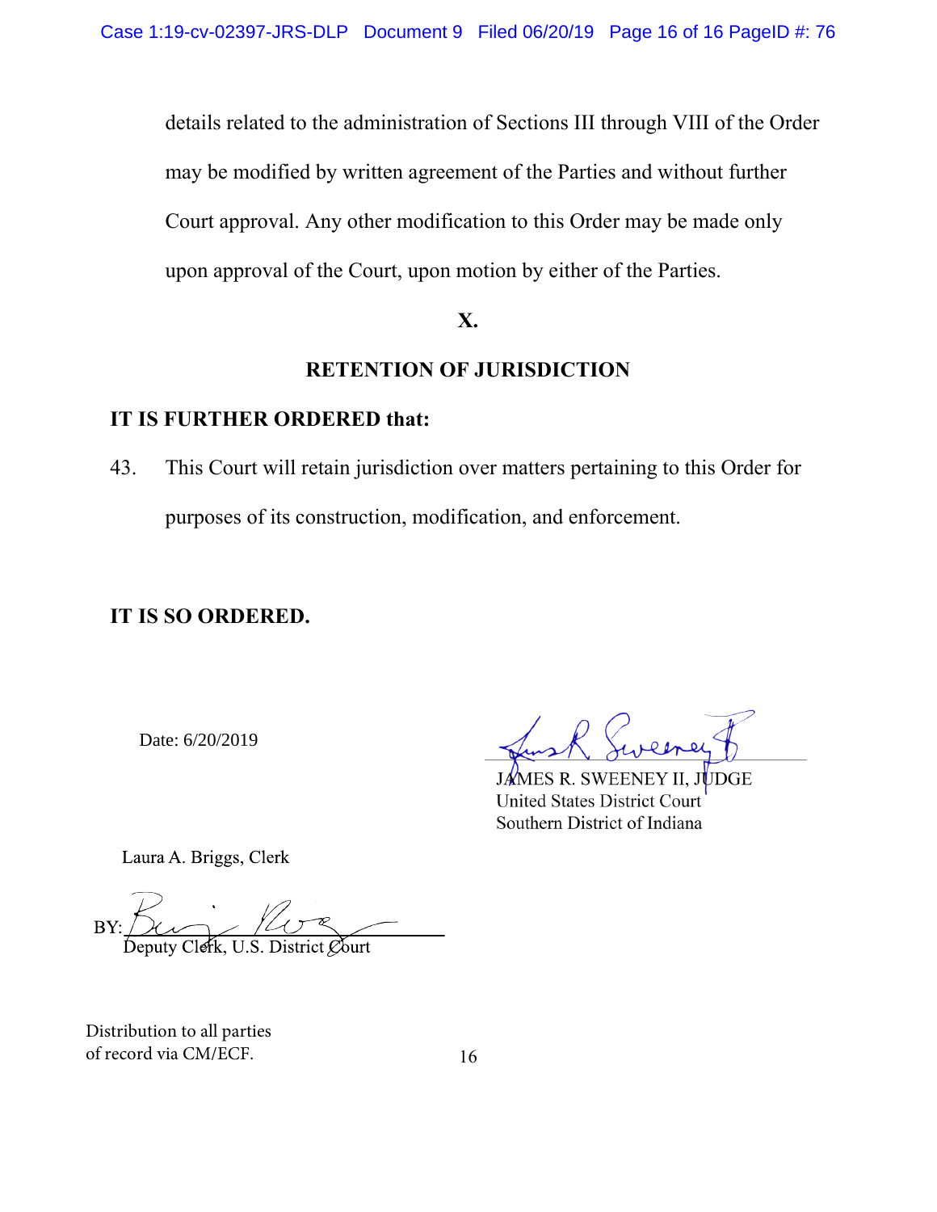details related to the administration of Sections III through VIII of the Order may be modified by written agreement of the Parties and without further Court approval. Any other modification to this Order may be made only upon approval of the Court, upon motion by either of the Parties.

## X.

## RETENTION OF JURISDICTION

**IT IS FURTHER ORDERED that:**

43. This Court will retain jurisdiction over matters pertaining to this Order for purposes of its construction, modification, and enforcement.

**IT IS SO ORDERED.**

Date: 6/20/2019

JAMES R. SWEENEY II, JUDGE
United States District Court
Southern District of Indiana

Laura A. Briggs, Clerk

BY: ______________________
Deputy Clerk, U.S. District Court

Distribution to all parties of record via CM/ECF.